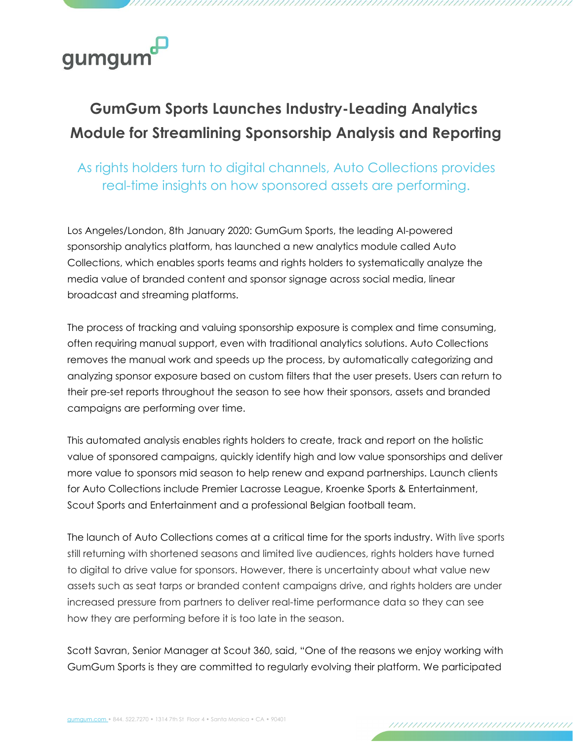gumgum

# GumGum Sports Launches Industry-Leading Analytics Module for Streamlining Sponsorship Analysis and Reporting

## As rights holders turn to digital channels, Auto Collections provides real-time insights on how sponsored assets are performing.

Los Angeles/London, 8th January 2020: GumGum Sports, the leading AI-powered sponsorship analytics platform, has launched a new analytics module called Auto Collections, which enables sports teams and rights holders to systematically analyze the media value of branded content and sponsor signage across social media, linear broadcast and streaming platforms.

The process of tracking and valuing sponsorship exposure is complex and time consuming, often requiring manual support, even with traditional analytics solutions. Auto Collections removes the manual work and speeds up the process, by automatically categorizing and analyzing sponsor exposure based on custom filters that the user presets. Users can return to their pre-set reports throughout the season to see how their sponsors, assets and branded campaigns are performing over time.

This automated analysis enables rights holders to create, track and report on the holistic value of sponsored campaigns, quickly identify high and low value sponsorships and deliver more value to sponsors mid season to help renew and expand partnerships. Launch clients for Auto Collections include Premier Lacrosse League, Kroenke Sports & Entertainment, Scout Sports and Entertainment and a professional Belgian football team.

The launch of Auto Collections comes at a critical time for the sports industry. With live sports still returning with shortened seasons and limited live audiences, rights holders have turned to digital to drive value for sponsors. However, there is uncertainty about what value new assets such as seat tarps or branded content campaigns drive, and rights holders are under increased pressure from partners to deliver real-time performance data so they can see how they are performing before it is too late in the season.

Scott Savran, Senior Manager at Scout 360, said, "One of the reasons we enjoy working with GumGum Sports is they are committed to regularly evolving their platform. We participated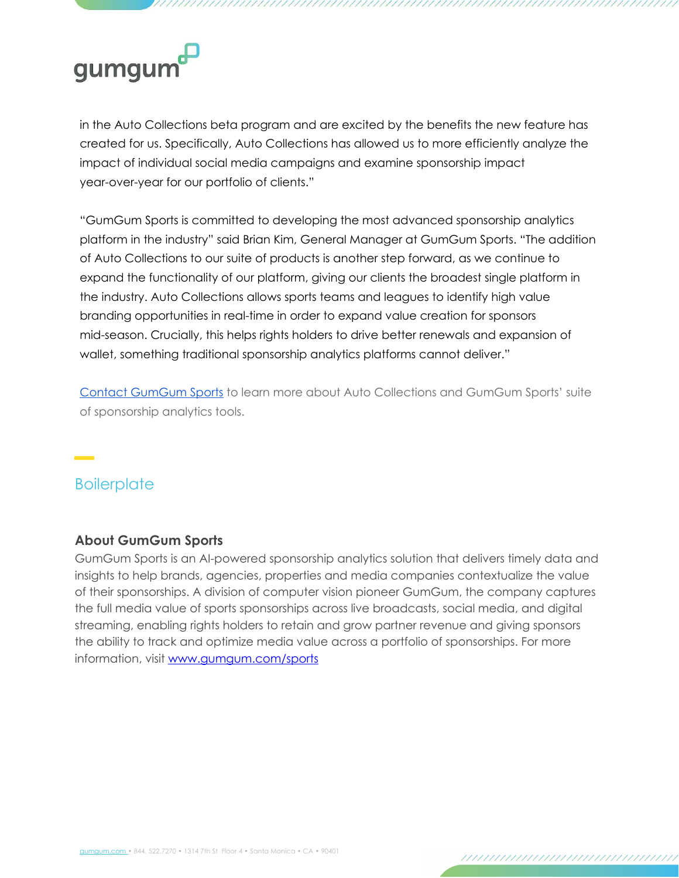in the Auto Collections beta program and are excited by the benefits the new feature has created for us. Specifically, Auto Collections has allowed us to more efficiently analyze the impact of individual social media campaigns and examine sponsorship impact year-over-year for our portfolio of clients."

"GumGum Sports is committed to developing the most advanced sponsorship analytics platform in the industry" said Brian Kim, General Manager at GumGum Sports. "The addition of Auto Collections to our suite of products is another step forward, as we continue to expand the functionality of our platform, giving our clients the broadest single platform in the industry. Auto Collections allows sports teams and leagues to identify high value branding opportunities in real-time in order to expand value creation for sponsors mid-season. Crucially, this helps rights holders to drive better renewals and expansion of wallet, something traditional sponsorship analytics platforms cannot deliver."

Contact GumGum Sports to learn more about Auto Collections and GumGum Sports' suite of sponsorship analytics tools.

## Boilerplate

### About GumGum Sports

GumGum Sports is an AI-powered sponsorship analytics solution that delivers timely data and insights to help brands, agencies, properties and media companies contextualize the value of their sponsorships. A division of computer vision pioneer GumGum, the company captures the full media value of sports sponsorships across live broadcasts, social media, and digital streaming, enabling rights holders to retain and grow partner revenue and giving sponsors the ability to track and optimize media value across a portfolio of sponsorships. For more information, visit www.gumgum.com/sports